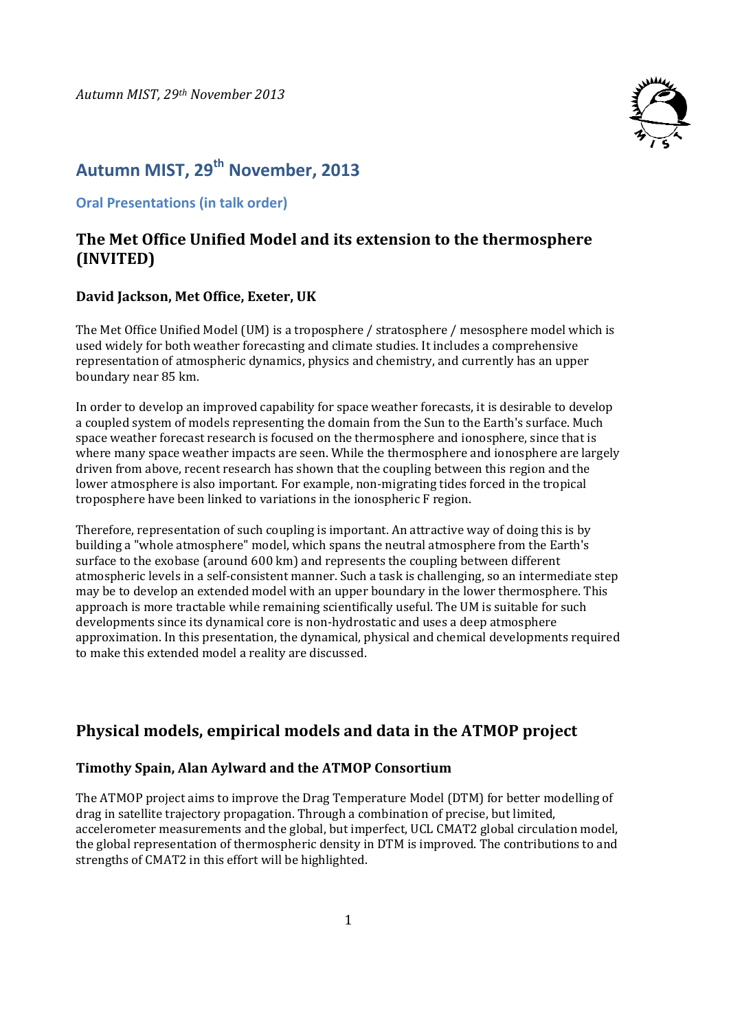# Autumn MIST, 29th November, 2013

## Oral Presentations (in talk order)

## The Met Office Unified Model and its extension to the thermosphere (INVITED)

### David Jackson, Met Office, Exeter, UK

The Met Office Unified Model (UM) is a troposphere / stratosphere / mesosphere model which is used widely for both weather forecasting and climate studies. It includes a comprehensive representation of atmospheric dynamics, physics and chemistry, and currently has an upper boundary near 85 km.

In order to develop an improved capability for space weather forecasts, it is desirable to develop a coupled system of models representing the domain from the Sun to the Earth's surface. Much space weather forecast research is focused on the thermosphere and ionosphere, since that is where many space weather impacts are seen. While the thermosphere and ionosphere are largely driven from above, recent research has shown that the coupling between this region and the lower atmosphere is also important. For example, non-migrating tides forced in the tropical troposphere have been linked to variations in the ionospheric F region.

Therefore, representation of such coupling is important. An attractive way of doing this is by building a "whole atmosphere" model, which spans the neutral atmosphere from the Earth's surface to the exobase (around 600 km) and represents the coupling between different atmospheric levels in a self-consistent manner. Such a task is challenging, so an intermediate step may be to develop an extended model with an upper boundary in the lower thermosphere. This approach is more tractable while remaining scientifically useful. The UM is suitable for such developments since its dynamical core is non-hydrostatic and uses a deep atmosphere approximation. In this presentation, the dynamical, physical and chemical developments required to make this extended model a reality are discussed.

## Physical models, empirical models and data in the ATMOP project

### Timothy Spain, Alan Aylward and the ATMOP Consortium

The ATMOP project aims to improve the Drag Temperature Model (DTM) for better modelling of drag in satellite trajectory propagation. Through a combination of precise, but limited, accelerometer measurements and the global, but imperfect, UCL CMAT2 global circulation model, the global representation of thermospheric density in DTM is improved. The contributions to and strengths of CMAT2 in this effort will be highlighted.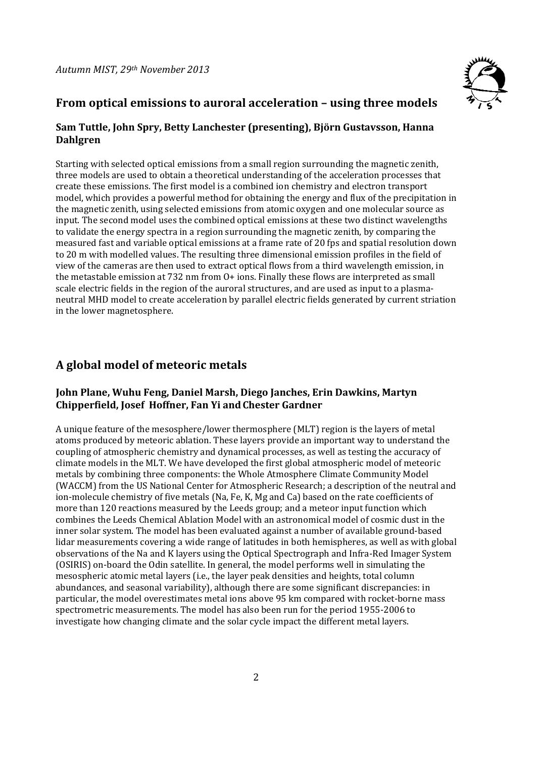## From optical emissions to auroral acceleration – using three models

### Sam Tuttle, John Spry, Betty Lanchester (presenting), Björn Gustavsson, Hanna Dahlgren

Starting with selected optical emissions from a small region surrounding the magnetic zenith, three models are used to obtain a theoretical understanding of the acceleration processes that create these emissions. The first model is a combined ion chemistry and electron transport model, which provides a powerful method for obtaining the energy and flux of the precipitation in the magnetic zenith, using selected emissions from atomic oxygen and one molecular source as input. The second model uses the combined optical emissions at these two distinct wavelengths to validate the energy spectra in a region surrounding the magnetic zenith, by comparing the measured fast and variable optical emissions at a frame rate of 20 fps and spatial resolution down to 20 m with modelled values. The resulting three dimensional emission profiles in the field of view of the cameras are then used to extract optical flows from a third wavelength emission, in the metastable emission at 732 nm from $O^+$ ions. Finally these flows are interpreted as small scale electric fields in the region of the auroral structures, and are used as input to a plasma-neutral MHD model to create acceleration by parallel electric fields generated by current striation in the lower magnetosphere.

## A global model of meteoric metals

### John Plane, Wuhu Feng, Daniel Marsh, Diego Janches, Erin Dawkins, Martyn Chipperfield, Josef Hoffner, Fan Yi and Chester Gardner

A unique feature of the mesosphere/lower thermosphere (MLT) region is the layers of metal atoms produced by meteoric ablation. These layers provide an important way to understand the coupling of atmospheric chemistry and dynamical processes, as well as testing the accuracy of climate models in the MLT. We have developed the first global atmospheric model of meteoric metals by combining three components: the Whole Atmosphere Climate Community Model (WACCM) from the US National Center for Atmospheric Research; a description of the neutral and ion-molecule chemistry of five metals (Na, Fe, K, Mg and Ca) based on the rate coefficients of more than 120 reactions measured by the Leeds group; and a meteor input function which combines the Leeds Chemical Ablation Model with an astronomical model of cosmic dust in the inner solar system. The model has been evaluated against a number of available ground-based lidar measurements covering a wide range of latitudes in both hemispheres, as well as with global observations of the Na and K layers using the Optical Spectrograph and Infra-Red Imager System (OSIRIS) on-board the Odin satellite. In general, the model performs well in simulating the mesospheric atomic metal layers (i.e., the layer peak densities and heights, total column abundances, and seasonal variability), although there are some significant discrepancies: in particular, the model overestimates metal ions above 95 km compared with rocket-borne mass spectrometric measurements. The model has also been run for the period 1955-2006 to investigate how changing climate and the solar cycle impact the different metal layers.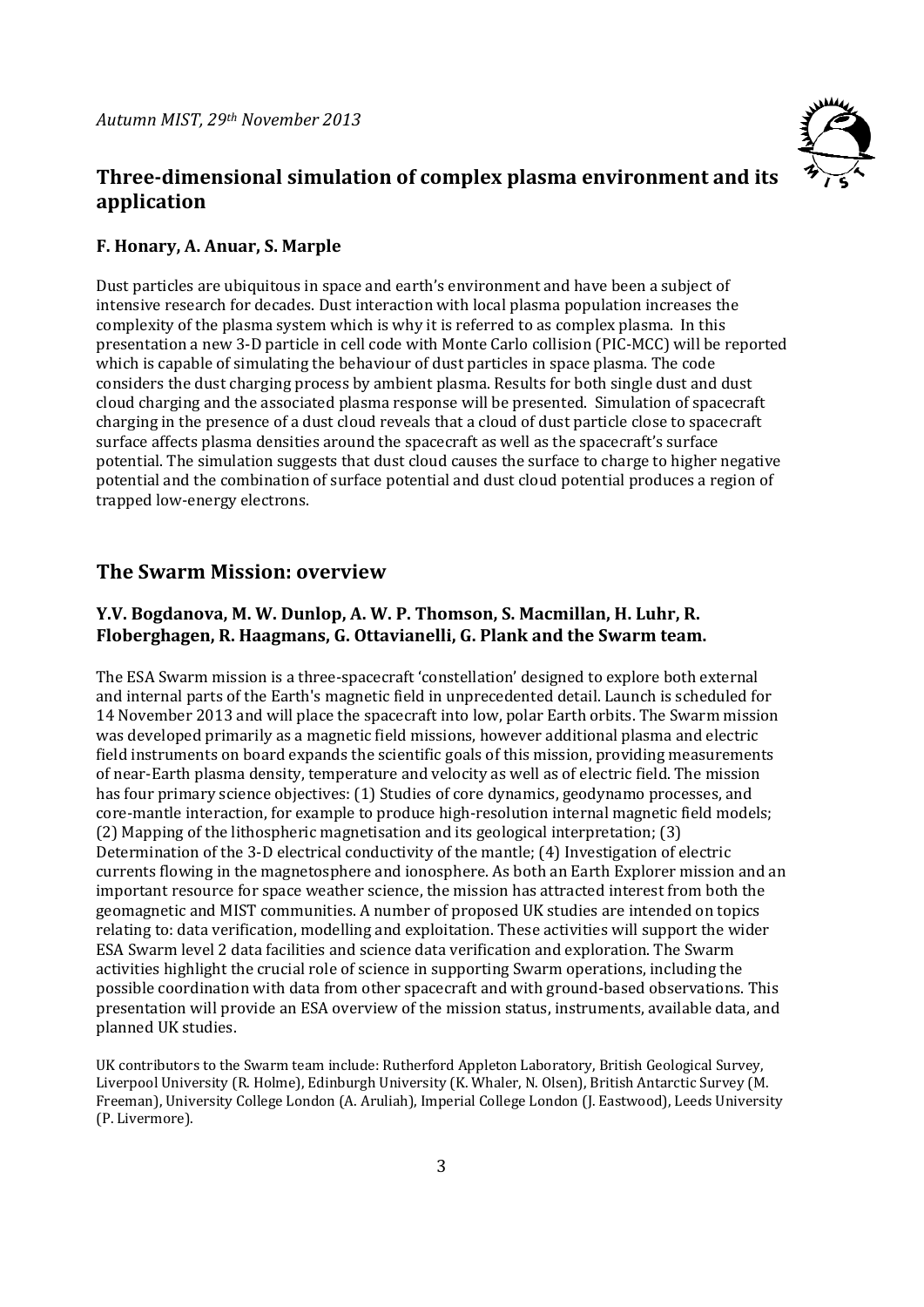## Three-dimensional simulation of complex plasma environment and its application

**F. Honary, A. Anuar, S. Marple**

Dust particles are ubiquitous in space and earth's environment and have been a subject of intensive research for decades. Dust interaction with local plasma population increases the complexity of the plasma system which is why it is referred to as complex plasma. In this presentation a new 3-D particle in cell code with Monte Carlo collision (PIC-MCC) will be reported which is capable of simulating the behaviour of dust particles in space plasma. The code considers the dust charging process by ambient plasma. Results for both single dust and dust cloud charging and the associated plasma response will be presented. Simulation of spacecraft charging in the presence of a dust cloud reveals that a cloud of dust particle close to spacecraft surface affects plasma densities around the spacecraft as well as the spacecraft's surface potential. The simulation suggests that dust cloud causes the surface to charge to higher negative potential and the combination of surface potential and dust cloud potential produces a region of trapped low-energy electrons.

## The Swarm Mission: overview

**Y.V. Bogdanova, M. W. Dunlop, A. W. P. Thomson, S. Macmillan, H. Luhr, R. Floberghagen, R. Haagmans, G. Ottavianelli, G. Plank and the Swarm team.**

The ESA Swarm mission is a three-spacecraft 'constellation' designed to explore both external and internal parts of the Earth's magnetic field in unprecedented detail. Launch is scheduled for 14 November 2013 and will place the spacecraft into low, polar Earth orbits. The Swarm mission was developed primarily as a magnetic field missions, however additional plasma and electric field instruments on board expands the scientific goals of this mission, providing measurements of near-Earth plasma density, temperature and velocity as well as of electric field. The mission has four primary science objectives: (1) Studies of core dynamics, geodynamo processes, and core-mantle interaction, for example to produce high-resolution internal magnetic field models; (2) Mapping of the lithospheric magnetisation and its geological interpretation; (3) Determination of the 3-D electrical conductivity of the mantle; (4) Investigation of electric currents flowing in the magnetosphere and ionosphere. As both an Earth Explorer mission and an important resource for space weather science, the mission has attracted interest from both the geomagnetic and MIST communities. A number of proposed UK studies are intended on topics relating to: data verification, modelling and exploitation. These activities will support the wider ESA Swarm level 2 data facilities and science data verification and exploration. The Swarm activities highlight the crucial role of science in supporting Swarm operations, including the possible coordination with data from other spacecraft and with ground-based observations. This presentation will provide an ESA overview of the mission status, instruments, available data, and planned UK studies.

UK contributors to the Swarm team include: Rutherford Appleton Laboratory, British Geological Survey, Liverpool University (R. Holme), Edinburgh University (K. Whaler, N. Olsen), British Antarctic Survey (M. Freeman), University College London (A. Aruliah), Imperial College London (J. Eastwood), Leeds University (P. Livermore).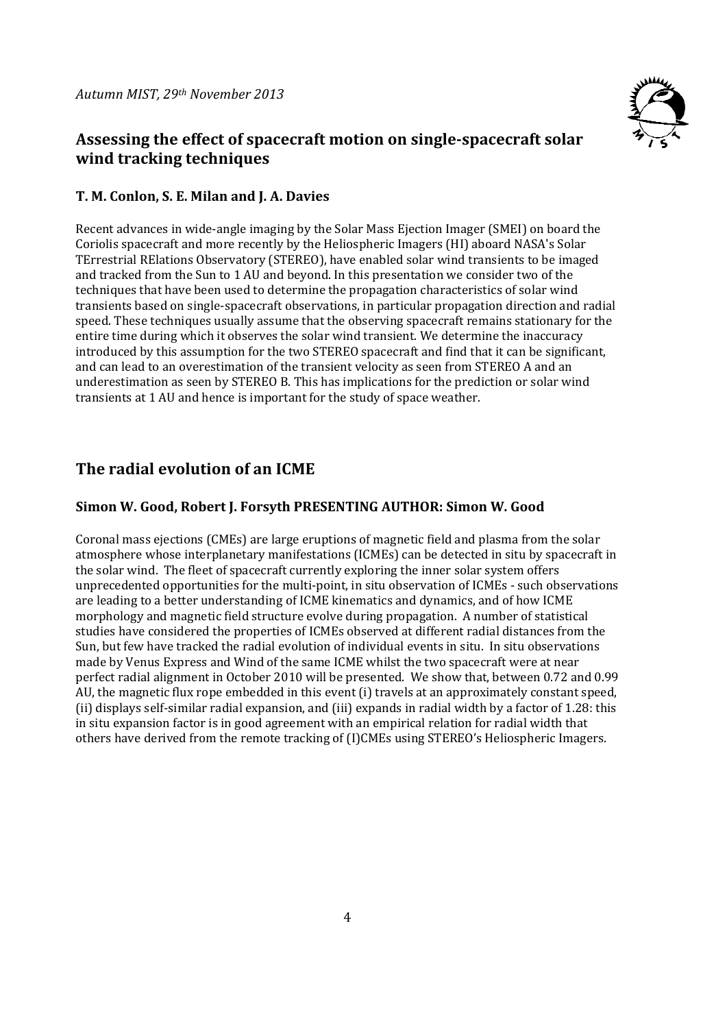## Assessing the effect of spacecraft motion on single-spacecraft solar wind tracking techniques

### T. M. Conlon, S. E. Milan and J. A. Davies

Recent advances in wide-angle imaging by the Solar Mass Ejection Imager (SMEI) on board the Coriolis spacecraft and more recently by the Heliospheric Imagers (HI) aboard NASA's Solar TErrestrial RElations Observatory (STEREO), have enabled solar wind transients to be imaged and tracked from the Sun to 1 AU and beyond. In this presentation we consider two of the techniques that have been used to determine the propagation characteristics of solar wind transients based on single-spacecraft observations, in particular propagation direction and radial speed. These techniques usually assume that the observing spacecraft remains stationary for the entire time during which it observes the solar wind transient. We determine the inaccuracy introduced by this assumption for the two STEREO spacecraft and find that it can be significant, and can lead to an overestimation of the transient velocity as seen from STEREO A and an underestimation as seen by STEREO B. This has implications for the prediction or solar wind transients at 1 AU and hence is important for the study of space weather.

## The radial evolution of an ICME

### Simon W. Good, Robert J. Forsyth PRESENTING AUTHOR: Simon W. Good

Coronal mass ejections (CMEs) are large eruptions of magnetic field and plasma from the solar atmosphere whose interplanetary manifestations (ICMEs) can be detected in situ by spacecraft in the solar wind. The fleet of spacecraft currently exploring the inner solar system offers unprecedented opportunities for the multi-point, in situ observation of ICMEs - such observations are leading to a better understanding of ICME kinematics and dynamics, and of how ICME morphology and magnetic field structure evolve during propagation. A number of statistical studies have considered the properties of ICMEs observed at different radial distances from the Sun, but few have tracked the radial evolution of individual events in situ. In situ observations made by Venus Express and Wind of the same ICME whilst the two spacecraft were at near perfect radial alignment in October 2010 will be presented. We show that, between 0.72 and 0.99 AU, the magnetic flux rope embedded in this event (i) travels at an approximately constant speed, (ii) displays self-similar radial expansion, and (iii) expands in radial width by a factor of 1.28: this in situ expansion factor is in good agreement with an empirical relation for radial width that others have derived from the remote tracking of (I)CMEs using STEREO's Heliospheric Imagers.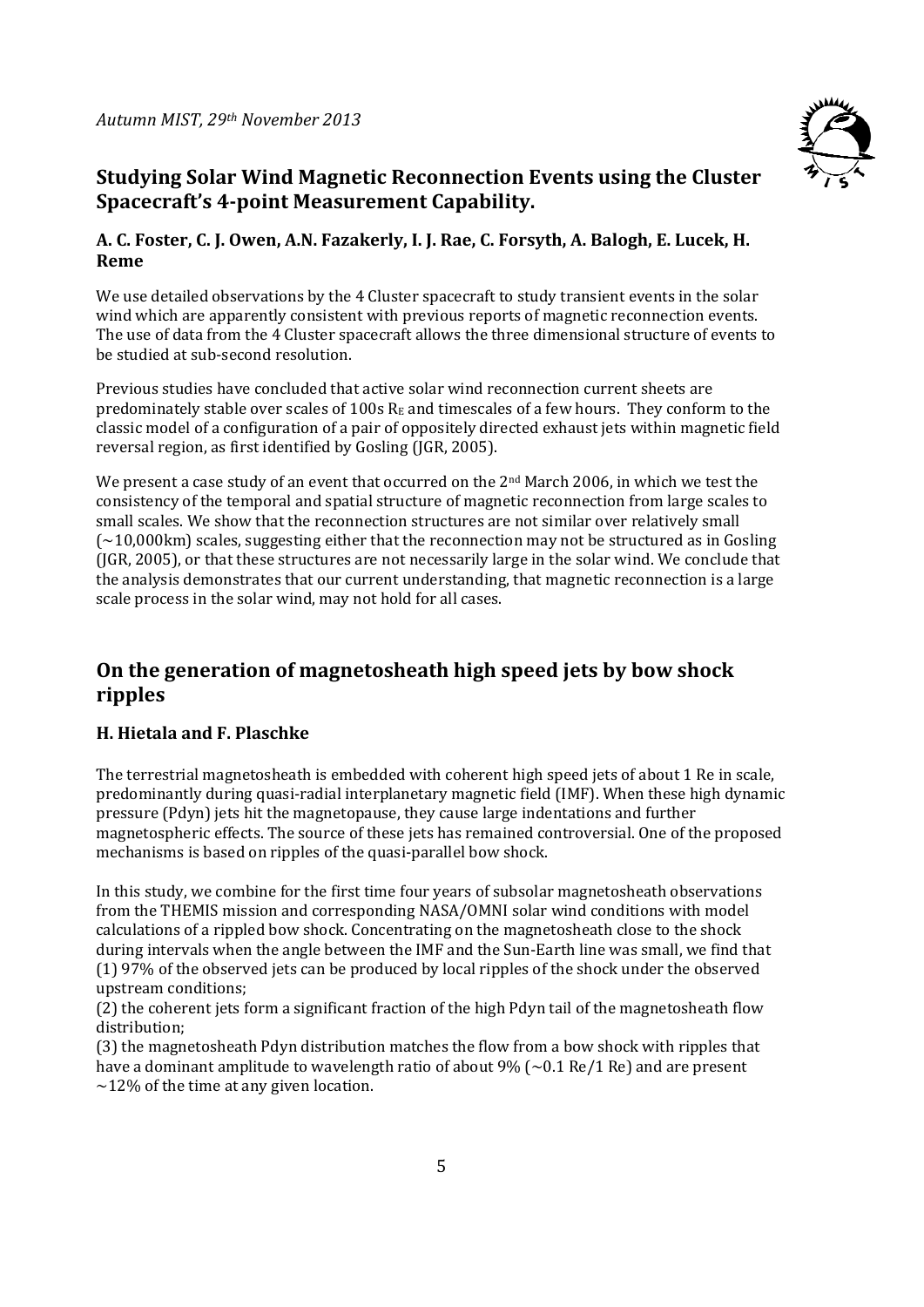## Studying Solar Wind Magnetic Reconnection Events using the Cluster Spacecraft's 4-point Measurement Capability.

### A. C. Foster, C. J. Owen, A.N. Fazakerly, I. J. Rae, C. Forsyth, A. Balogh, E. Lucek, H. Reme

We use detailed observations by the 4 Cluster spacecraft to study transient events in the solar wind which are apparently consistent with previous reports of magnetic reconnection events. The use of data from the 4 Cluster spacecraft allows the three dimensional structure of events to be studied at sub-second resolution.

Previous studies have concluded that active solar wind reconnection current sheets are predominately stable over scales of 100s $R_E$ and timescales of a few hours. They conform to the classic model of a configuration of a pair of oppositely directed exhaust jets within magnetic field reversal region, as first identified by Gosling (JGR, 2005).

We present a case study of an event that occurred on the 2nd March 2006, in which we test the consistency of the temporal and spatial structure of magnetic reconnection from large scales to small scales. We show that the reconnection structures are not similar over relatively small (~10,000km) scales, suggesting either that the reconnection may not be structured as in Gosling (JGR, 2005), or that these structures are not necessarily large in the solar wind. We conclude that the analysis demonstrates that our current understanding, that magnetic reconnection is a large scale process in the solar wind, may not hold for all cases.

## On the generation of magnetosheath high speed jets by bow shock ripples

### H. Hietala and F. Plaschke

The terrestrial magnetosheath is embedded with coherent high speed jets of about 1 Re in scale, predominantly during quasi-radial interplanetary magnetic field (IMF). When these high dynamic pressure (Pdyn) jets hit the magnetopause, they cause large indentations and further magnetospheric effects. The source of these jets has remained controversial. One of the proposed mechanisms is based on ripples of the quasi-parallel bow shock.

In this study, we combine for the first time four years of subsolar magnetosheath observations from the THEMIS mission and corresponding NASA/OMNI solar wind conditions with model calculations of a rippled bow shock. Concentrating on the magnetosheath close to the shock during intervals when the angle between the IMF and the Sun-Earth line was small, we find that
(1) 97% of the observed jets can be produced by local ripples of the shock under the observed upstream conditions;
(2) the coherent jets form a significant fraction of the high Pdyn tail of the magnetosheath flow distribution;
(3) the magnetosheath Pdyn distribution matches the flow from a bow shock with ripples that have a dominant amplitude to wavelength ratio of about 9% (~0.1 Re/1 Re) and are present ~12% of the time at any given location.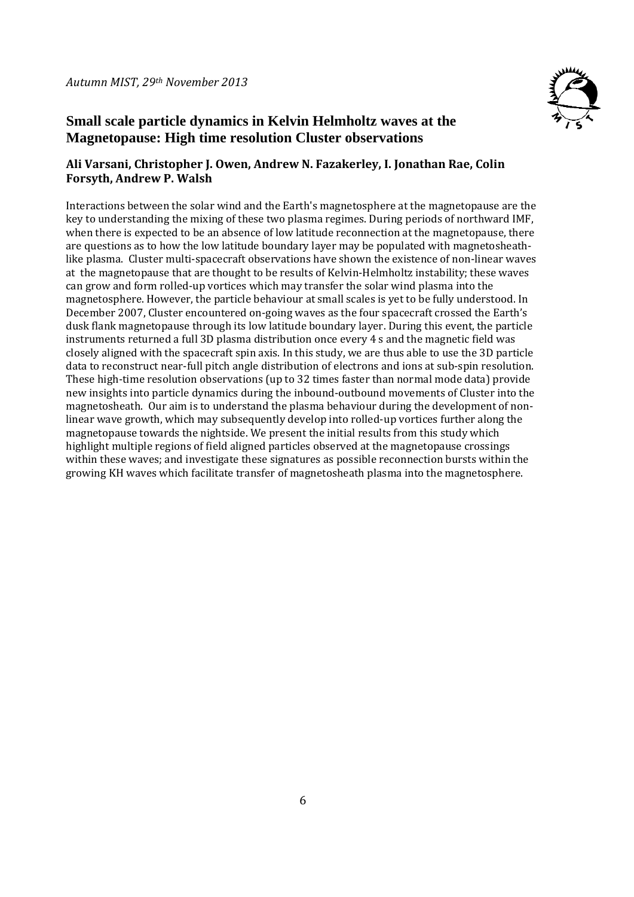*Autumn MIST, 29th November 2013*

## Small scale particle dynamics in Kelvin Helmholtz waves at the Magnetopause: High time resolution Cluster observations

**Ali Varsani, Christopher J. Owen, Andrew N. Fazakerley, I. Jonathan Rae, Colin Forsyth, Andrew P. Walsh**

Interactions between the solar wind and the Earth's magnetosphere at the magnetopause are the key to understanding the mixing of these two plasma regimes. During periods of northward IMF, when there is expected to be an absence of low latitude reconnection at the magnetopause, there are questions as to how the low latitude boundary layer may be populated with magnetosheath-like plasma. Cluster multi-spacecraft observations have shown the existence of non-linear waves at the magnetopause that are thought to be results of Kelvin-Helmholtz instability; these waves can grow and form rolled-up vortices which may transfer the solar wind plasma into the magnetosphere. However, the particle behaviour at small scales is yet to be fully understood. In December 2007, Cluster encountered on-going waves as the four spacecraft crossed the Earth's dusk flank magnetopause through its low latitude boundary layer. During this event, the particle instruments returned a full 3D plasma distribution once every 4 s and the magnetic field was closely aligned with the spacecraft spin axis. In this study, we are thus able to use the 3D particle data to reconstruct near-full pitch angle distribution of electrons and ions at sub-spin resolution. These high-time resolution observations (up to 32 times faster than normal mode data) provide new insights into particle dynamics during the inbound-outbound movements of Cluster into the magnetosheath. Our aim is to understand the plasma behaviour during the development of non-linear wave growth, which may subsequently develop into rolled-up vortices further along the magnetopause towards the nightside. We present the initial results from this study which highlight multiple regions of field aligned particles observed at the magnetopause crossings within these waves; and investigate these signatures as possible reconnection bursts within the growing KH waves which facilitate transfer of magnetosheath plasma into the magnetosphere.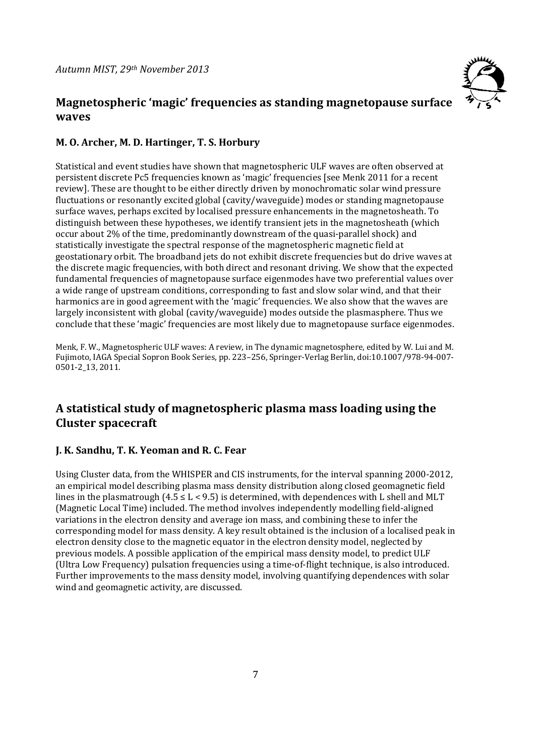## Magnetospheric 'magic' frequencies as standing magnetopause surface waves

### M. O. Archer, M. D. Hartinger, T. S. Horbury

Statistical and event studies have shown that magnetospheric ULF waves are often observed at persistent discrete Pc5 frequencies known as 'magic' frequencies [see Menk 2011 for a recent review]. These are thought to be either directly driven by monochromatic solar wind pressure fluctuations or resonantly excited global (cavity/waveguide) modes or standing magnetopause surface waves, perhaps excited by localised pressure enhancements in the magnetosheath. To distinguish between these hypotheses, we identify transient jets in the magnetosheath (which occur about 2% of the time, predominantly downstream of the quasi-parallel shock) and statistically investigate the spectral response of the magnetospheric magnetic field at geostationary orbit. The broadband jets do not exhibit discrete frequencies but do drive waves at the discrete magic frequencies, with both direct and resonant driving. We show that the expected fundamental frequencies of magnetopause surface eigenmodes have two preferential values over a wide range of upstream conditions, corresponding to fast and slow solar wind, and that their harmonics are in good agreement with the 'magic' frequencies. We also show that the waves are largely inconsistent with global (cavity/waveguide) modes outside the plasmasphere. Thus we conclude that these 'magic' frequencies are most likely due to magnetopause surface eigenmodes.

Menk, F. W., Magnetospheric ULF waves: A review, in The dynamic magnetosphere, edited by W. Lui and M. Fujimoto, IAGA Special Sopron Book Series, pp. 223–256, Springer-Verlag Berlin, doi:10.1007/978-94-007-0501-2_13, 2011.

## A statistical study of magnetospheric plasma mass loading using the Cluster spacecraft

### J. K. Sandhu, T. K. Yeoman and R. C. Fear

Using Cluster data, from the WHISPER and CIS instruments, for the interval spanning 2000-2012, an empirical model describing plasma mass density distribution along closed geomagnetic field lines in the plasmatrough ($4.5 \leq L < 9.5$) is determined, with dependences with L shell and MLT (Magnetic Local Time) included. The method involves independently modelling field-aligned variations in the electron density and average ion mass, and combining these to infer the corresponding model for mass density. A key result obtained is the inclusion of a localised peak in electron density close to the magnetic equator in the electron density model, neglected by previous models. A possible application of the empirical mass density model, to predict ULF (Ultra Low Frequency) pulsation frequencies using a time-of-flight technique, is also introduced. Further improvements to the mass density model, involving quantifying dependences with solar wind and geomagnetic activity, are discussed.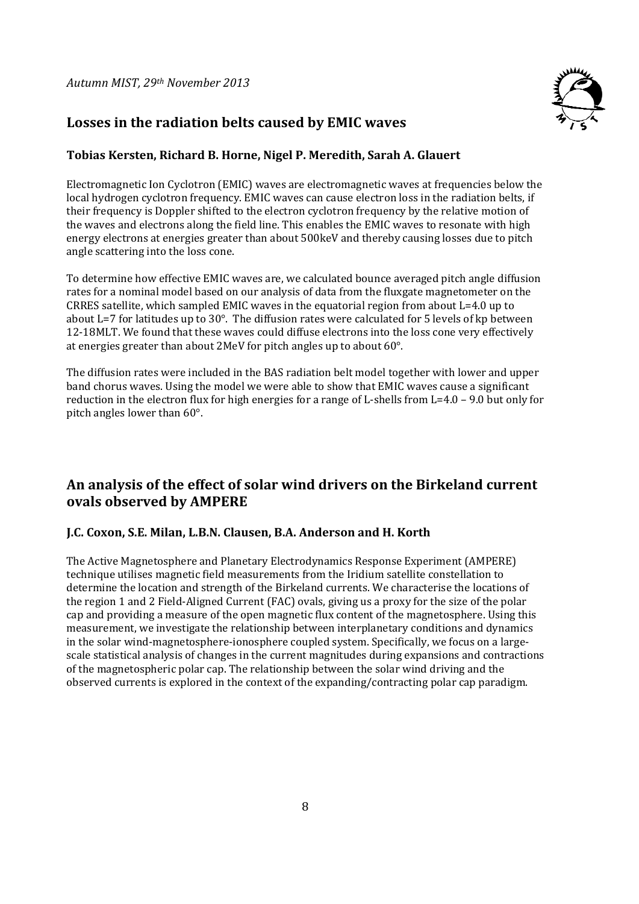## Losses in the radiation belts caused by EMIC waves

### Tobias Kersten, Richard B. Horne, Nigel P. Meredith, Sarah A. Glauert

Electromagnetic Ion Cyclotron (EMIC) waves are electromagnetic waves at frequencies below the local hydrogen cyclotron frequency. EMIC waves can cause electron loss in the radiation belts, if their frequency is Doppler shifted to the electron cyclotron frequency by the relative motion of the waves and electrons along the field line. This enables the EMIC waves to resonate with high energy electrons at energies greater than about 500keV and thereby causing losses due to pitch angle scattering into the loss cone.

To determine how effective EMIC waves are, we calculated bounce averaged pitch angle diffusion rates for a nominal model based on our analysis of data from the fluxgate magnetometer on the CRRES satellite, which sampled EMIC waves in the equatorial region from about L=4.0 up to about L=7 for latitudes up to 30°. The diffusion rates were calculated for 5 levels of kp between 12-18MLT. We found that these waves could diffuse electrons into the loss cone very effectively at energies greater than about 2MeV for pitch angles up to about 60°.

The diffusion rates were included in the BAS radiation belt model together with lower and upper band chorus waves. Using the model we were able to show that EMIC waves cause a significant reduction in the electron flux for high energies for a range of L-shells from L=4.0 – 9.0 but only for pitch angles lower than 60°.

## An analysis of the effect of solar wind drivers on the Birkeland current ovals observed by AMPERE

### J.C. Coxon, S.E. Milan, L.B.N. Clausen, B.A. Anderson and H. Korth

The Active Magnetosphere and Planetary Electrodynamics Response Experiment (AMPERE) technique utilises magnetic field measurements from the Iridium satellite constellation to determine the location and strength of the Birkeland currents. We characterise the locations of the region 1 and 2 Field-Aligned Current (FAC) ovals, giving us a proxy for the size of the polar cap and providing a measure of the open magnetic flux content of the magnetosphere. Using this measurement, we investigate the relationship between interplanetary conditions and dynamics in the solar wind-magnetosphere-ionosphere coupled system. Specifically, we focus on a large-scale statistical analysis of changes in the current magnitudes during expansions and contractions of the magnetospheric polar cap. The relationship between the solar wind driving and the observed currents is explored in the context of the expanding/contracting polar cap paradigm.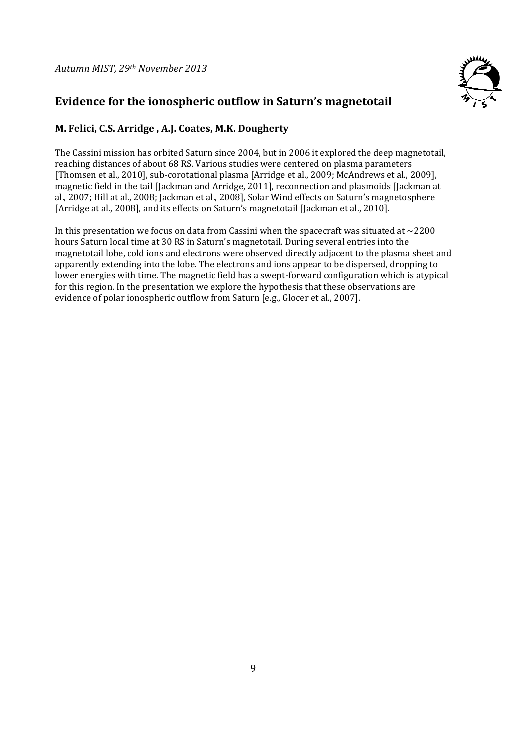## Evidence for the ionospheric outflow in Saturn's magnetotail

**M. Felici, C.S. Arridge , A.J. Coates, M.K. Dougherty**

The Cassini mission has orbited Saturn since 2004, but in 2006 it explored the deep magnetotail, reaching distances of about 68 RS. Various studies were centered on plasma parameters [Thomsen et al., 2010], sub-corotational plasma [Arridge et al., 2009; McAndrews et al., 2009], magnetic field in the tail [Jackman and Arridge, 2011], reconnection and plasmoids [Jackman at al., 2007; Hill at al., 2008; Jackman et al., 2008], Solar Wind effects on Saturn's magnetosphere [Arridge at al., 2008], and its effects on Saturn's magnetotail [Jackman et al., 2010].

In this presentation we focus on data from Cassini when the spacecraft was situated at ~2200 hours Saturn local time at 30 RS in Saturn's magnetotail. During several entries into the magnetotail lobe, cold ions and electrons were observed directly adjacent to the plasma sheet and apparently extending into the lobe. The electrons and ions appear to be dispersed, dropping to lower energies with time. The magnetic field has a swept-forward configuration which is atypical for this region. In the presentation we explore the hypothesis that these observations are evidence of polar ionospheric outflow from Saturn [e.g., Glocer et al., 2007].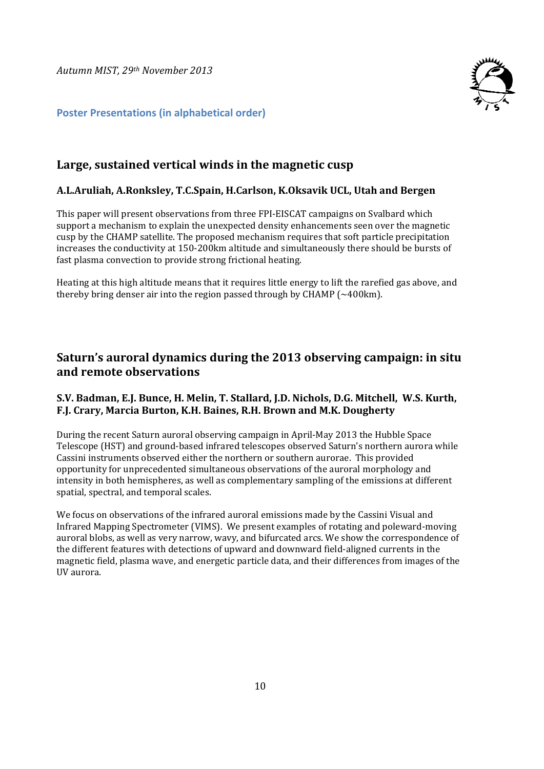## Poster Presentations (in alphabetical order)

### Large, sustained vertical winds in the magnetic cusp

**A.L.Aruliah, A.Ronksley, T.C.Spain, H.Carlson, K.Oksavik UCL, Utah and Bergen**

This paper will present observations from three FPI-EISCAT campaigns on Svalbard which support a mechanism to explain the unexpected density enhancements seen over the magnetic cusp by the CHAMP satellite. The proposed mechanism requires that soft particle precipitation increases the conductivity at 150-200km altitude and simultaneously there should be bursts of fast plasma convection to provide strong frictional heating.

Heating at this high altitude means that it requires little energy to lift the rarefied gas above, and thereby bring denser air into the region passed through by CHAMP (~400km).

### Saturn's auroral dynamics during the 2013 observing campaign: in situ and remote observations

**S.V. Badman, E.J. Bunce, H. Melin, T. Stallard, J.D. Nichols, D.G. Mitchell, W.S. Kurth, F.J. Crary, Marcia Burton, K.H. Baines, R.H. Brown and M.K. Dougherty**

During the recent Saturn auroral observing campaign in April-May 2013 the Hubble Space Telescope (HST) and ground-based infrared telescopes observed Saturn's northern aurora while Cassini instruments observed either the northern or southern aurorae. This provided opportunity for unprecedented simultaneous observations of the auroral morphology and intensity in both hemispheres, as well as complementary sampling of the emissions at different spatial, spectral, and temporal scales.

We focus on observations of the infrared auroral emissions made by the Cassini Visual and Infrared Mapping Spectrometer (VIMS). We present examples of rotating and poleward-moving auroral blobs, as well as very narrow, wavy, and bifurcated arcs. We show the correspondence of the different features with detections of upward and downward field-aligned currents in the magnetic field, plasma wave, and energetic particle data, and their differences from images of the UV aurora.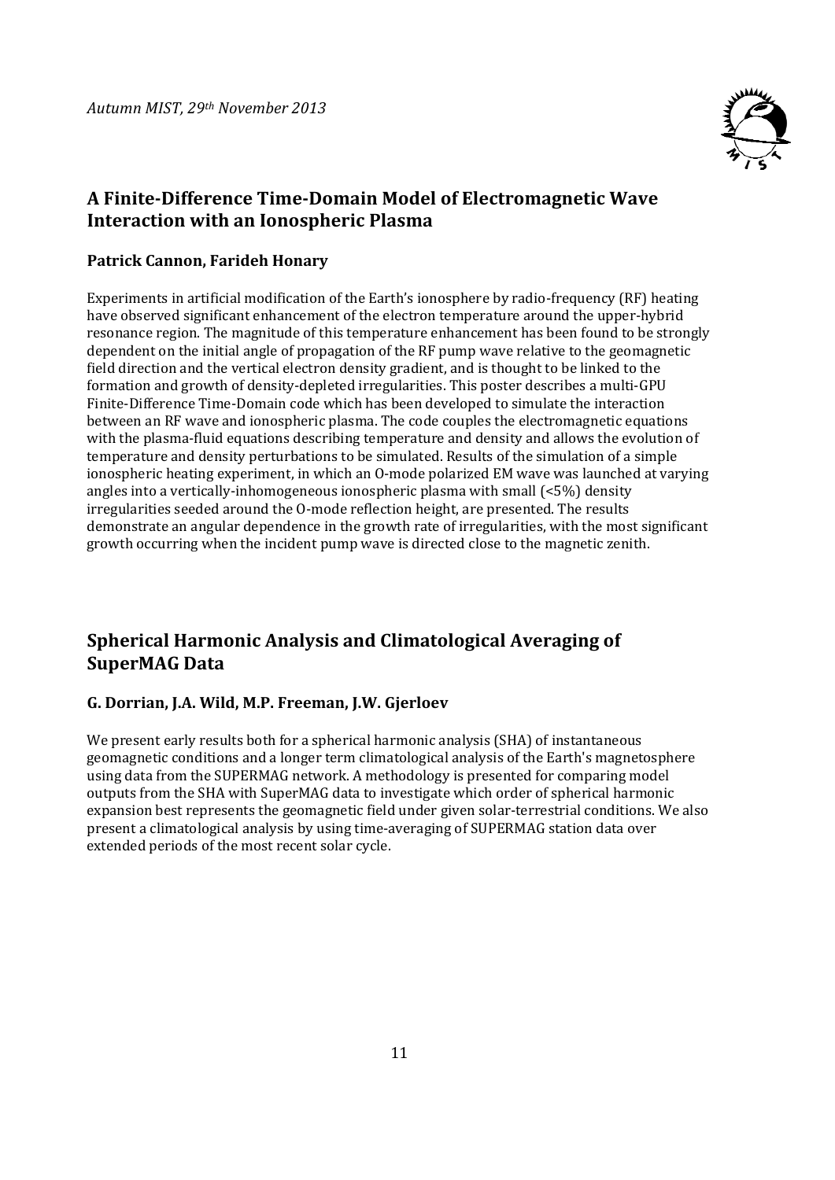## A Finite-Difference Time-Domain Model of Electromagnetic Wave Interaction with an Ionospheric Plasma

**Patrick Cannon, Farideh Honary**

Experiments in artificial modification of the Earth's ionosphere by radio-frequency (RF) heating have observed significant enhancement of the electron temperature around the upper-hybrid resonance region. The magnitude of this temperature enhancement has been found to be strongly dependent on the initial angle of propagation of the RF pump wave relative to the geomagnetic field direction and the vertical electron density gradient, and is thought to be linked to the formation and growth of density-depleted irregularities. This poster describes a multi-GPU Finite-Difference Time-Domain code which has been developed to simulate the interaction between an RF wave and ionospheric plasma. The code couples the electromagnetic equations with the plasma-fluid equations describing temperature and density and allows the evolution of temperature and density perturbations to be simulated. Results of the simulation of a simple ionospheric heating experiment, in which an O-mode polarized EM wave was launched at varying angles into a vertically-inhomogeneous ionospheric plasma with small (<5%) density irregularities seeded around the O-mode reflection height, are presented. The results demonstrate an angular dependence in the growth rate of irregularities, with the most significant growth occurring when the incident pump wave is directed close to the magnetic zenith.

## Spherical Harmonic Analysis and Climatological Averaging of SuperMAG Data

**G. Dorrian, J.A. Wild, M.P. Freeman, J.W. Gjerloev**

We present early results both for a spherical harmonic analysis (SHA) of instantaneous geomagnetic conditions and a longer term climatological analysis of the Earth's magnetosphere using data from the SUPERMAG network. A methodology is presented for comparing model outputs from the SHA with SuperMAG data to investigate which order of spherical harmonic expansion best represents the geomagnetic field under given solar-terrestrial conditions. We also present a climatological analysis by using time-averaging of SUPERMAG station data over extended periods of the most recent solar cycle.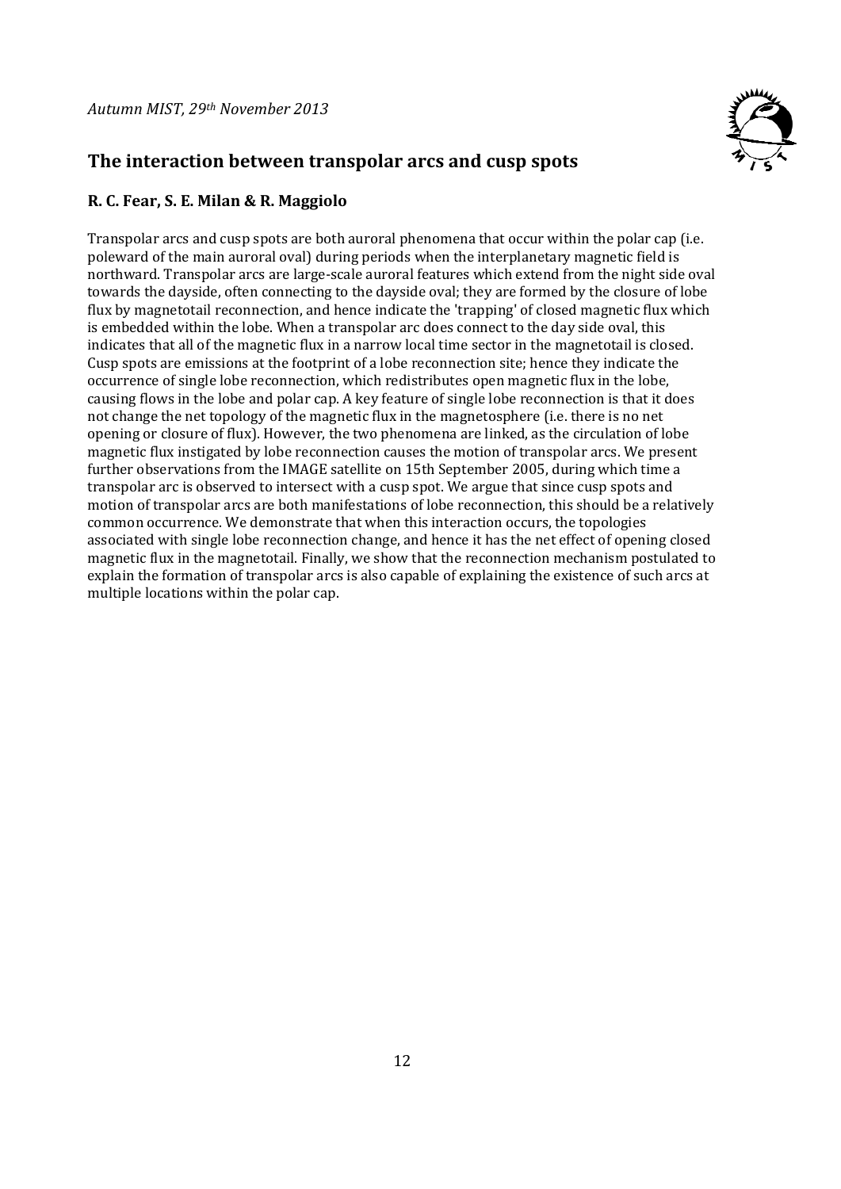## The interaction between transpolar arcs and cusp spots

**R. C. Fear, S. E. Milan & R. Maggiolo**

Transpolar arcs and cusp spots are both auroral phenomena that occur within the polar cap (i.e. poleward of the main auroral oval) during periods when the interplanetary magnetic field is northward. Transpolar arcs are large-scale auroral features which extend from the night side oval towards the dayside, often connecting to the dayside oval; they are formed by the closure of lobe flux by magnetotail reconnection, and hence indicate the 'trapping' of closed magnetic flux which is embedded within the lobe. When a transpolar arc does connect to the day side oval, this indicates that all of the magnetic flux in a narrow local time sector in the magnetotail is closed. Cusp spots are emissions at the footprint of a lobe reconnection site; hence they indicate the occurrence of single lobe reconnection, which redistributes open magnetic flux in the lobe, causing flows in the lobe and polar cap. A key feature of single lobe reconnection is that it does not change the net topology of the magnetic flux in the magnetosphere (i.e. there is no net opening or closure of flux). However, the two phenomena are linked, as the circulation of lobe magnetic flux instigated by lobe reconnection causes the motion of transpolar arcs. We present further observations from the IMAGE satellite on 15th September 2005, during which time a transpolar arc is observed to intersect with a cusp spot. We argue that since cusp spots and motion of transpolar arcs are both manifestations of lobe reconnection, this should be a relatively common occurrence. We demonstrate that when this interaction occurs, the topologies associated with single lobe reconnection change, and hence it has the net effect of opening closed magnetic flux in the magnetotail. Finally, we show that the reconnection mechanism postulated to explain the formation of transpolar arcs is also capable of explaining the existence of such arcs at multiple locations within the polar cap.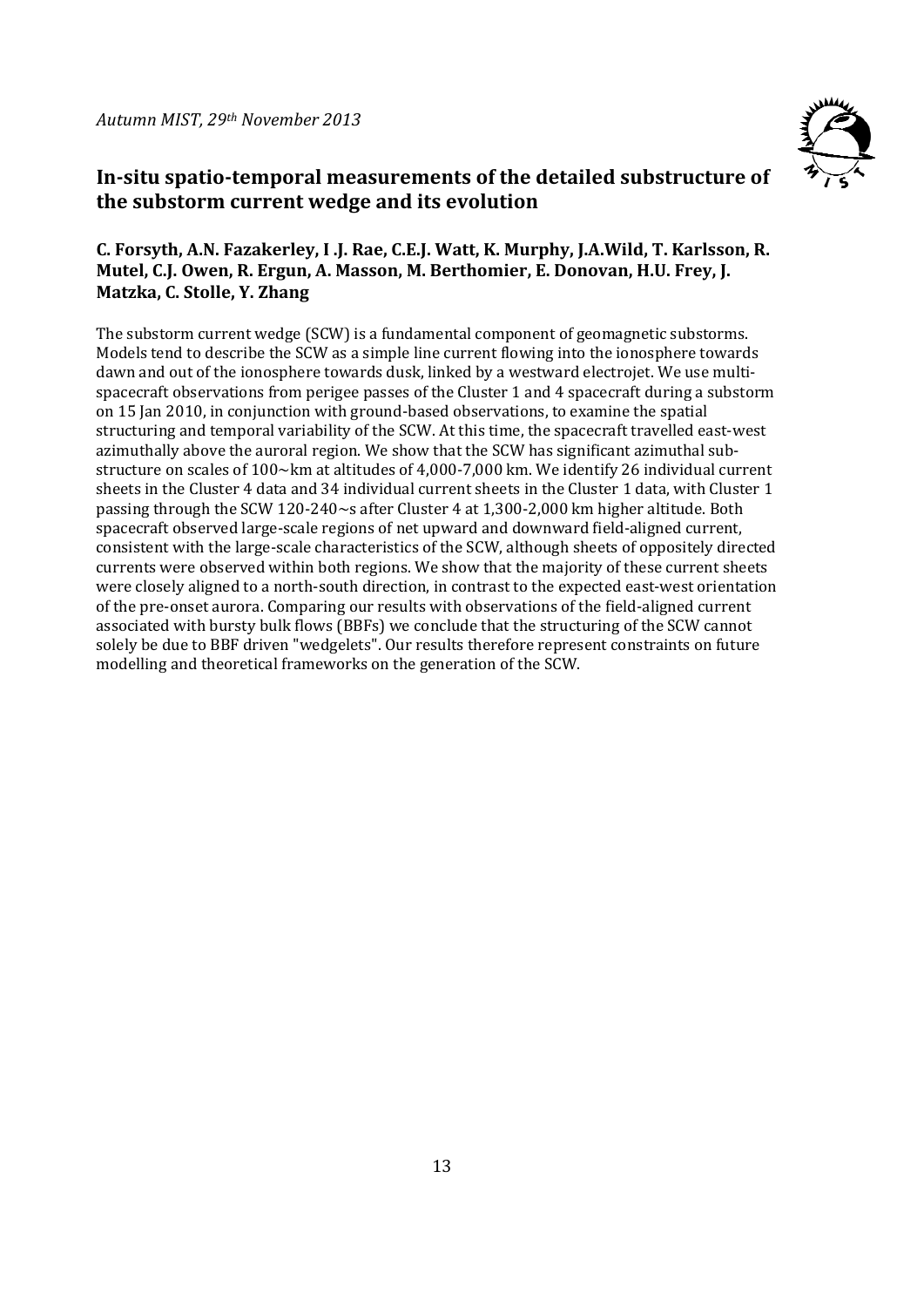## In-situ spatio-temporal measurements of the detailed substructure of the substorm current wedge and its evolution

**C. Forsyth, A.N. Fazakerley, I .J. Rae, C.E.J. Watt, K. Murphy, J.A.Wild, T. Karlsson, R. Mutel, C.J. Owen, R. Ergun, A. Masson, M. Berthomier, E. Donovan, H.U. Frey, J. Matzka, C. Stolle, Y. Zhang**

The substorm current wedge (SCW) is a fundamental component of geomagnetic substorms. Models tend to describe the SCW as a simple line current flowing into the ionosphere towards dawn and out of the ionosphere towards dusk, linked by a westward electrojet. We use multi-spacecraft observations from perigee passes of the Cluster 1 and 4 spacecraft during a substorm on 15 Jan 2010, in conjunction with ground-based observations, to examine the spatial structuring and temporal variability of the SCW. At this time, the spacecraft travelled east-west azimuthally above the auroral region. We show that the SCW has significant azimuthal sub-structure on scales of 100~km at altitudes of 4,000-7,000 km. We identify 26 individual current sheets in the Cluster 4 data and 34 individual current sheets in the Cluster 1 data, with Cluster 1 passing through the SCW 120-240~s after Cluster 4 at 1,300-2,000 km higher altitude. Both spacecraft observed large-scale regions of net upward and downward field-aligned current, consistent with the large-scale characteristics of the SCW, although sheets of oppositely directed currents were observed within both regions. We show that the majority of these current sheets were closely aligned to a north-south direction, in contrast to the expected east-west orientation of the pre-onset aurora. Comparing our results with observations of the field-aligned current associated with bursty bulk flows (BBFs) we conclude that the structuring of the SCW cannot solely be due to BBF driven "wedgelets". Our results therefore represent constraints on future modelling and theoretical frameworks on the generation of the SCW.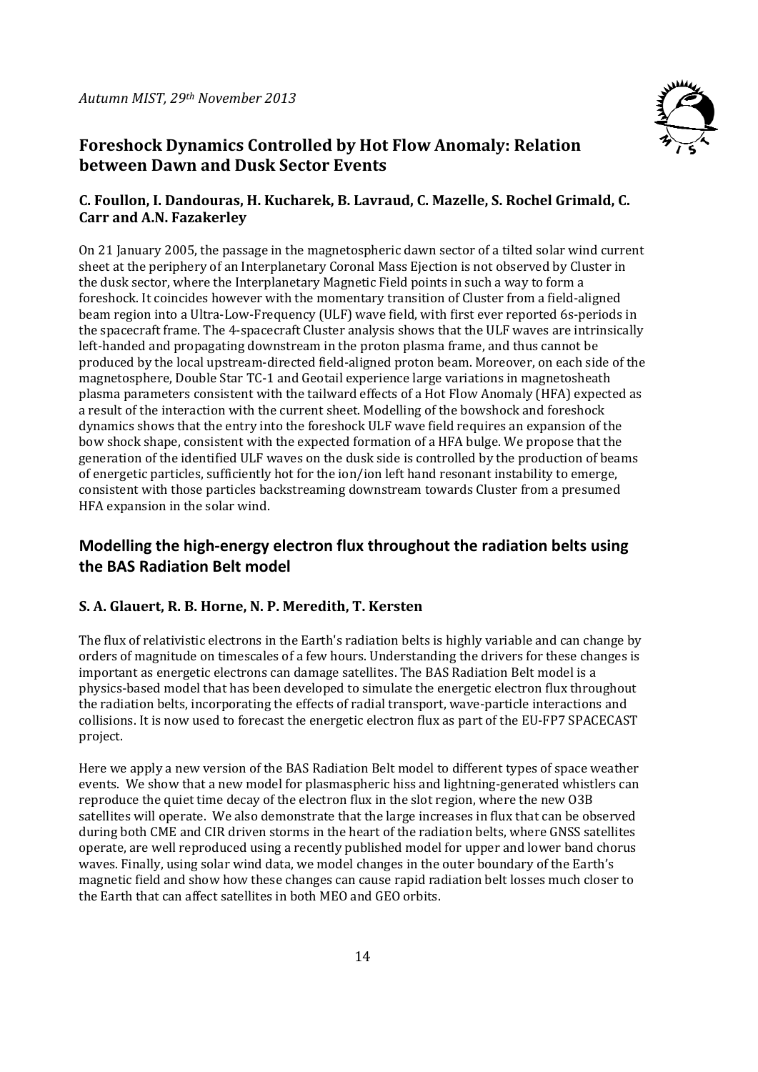## Foreshock Dynamics Controlled by Hot Flow Anomaly: Relation between Dawn and Dusk Sector Events

### C. Foullon, I. Dandouras, H. Kucharek, B. Lavraud, C. Mazelle, S. Rochel Grimald, C. Carr and A.N. Fazakerley

On 21 January 2005, the passage in the magnetospheric dawn sector of a tilted solar wind current sheet at the periphery of an Interplanetary Coronal Mass Ejection is not observed by Cluster in the dusk sector, where the Interplanetary Magnetic Field points in such a way to form a foreshock. It coincides however with the momentary transition of Cluster from a field-aligned beam region into a Ultra-Low-Frequency (ULF) wave field, with first ever reported 6s-periods in the spacecraft frame. The 4-spacecraft Cluster analysis shows that the ULF waves are intrinsically left-handed and propagating downstream in the proton plasma frame, and thus cannot be produced by the local upstream-directed field-aligned proton beam. Moreover, on each side of the magnetosphere, Double Star TC-1 and Geotail experience large variations in magnetosheath plasma parameters consistent with the tailward effects of a Hot Flow Anomaly (HFA) expected as a result of the interaction with the current sheet. Modelling of the bowshock and foreshock dynamics shows that the entry into the foreshock ULF wave field requires an expansion of the bow shock shape, consistent with the expected formation of a HFA bulge. We propose that the generation of the identified ULF waves on the dusk side is controlled by the production of beams of energetic particles, sufficiently hot for the ion/ion left hand resonant instability to emerge, consistent with those particles backstreaming downstream towards Cluster from a presumed HFA expansion in the solar wind.

## Modelling the high-energy electron flux throughout the radiation belts using the BAS Radiation Belt model

### S. A. Glauert, R. B. Horne, N. P. Meredith, T. Kersten

The flux of relativistic electrons in the Earth's radiation belts is highly variable and can change by orders of magnitude on timescales of a few hours. Understanding the drivers for these changes is important as energetic electrons can damage satellites. The BAS Radiation Belt model is a physics-based model that has been developed to simulate the energetic electron flux throughout the radiation belts, incorporating the effects of radial transport, wave-particle interactions and collisions. It is now used to forecast the energetic electron flux as part of the EU-FP7 SPACECAST project.

Here we apply a new version of the BAS Radiation Belt model to different types of space weather events. We show that a new model for plasmaspheric hiss and lightning-generated whistlers can reproduce the quiet time decay of the electron flux in the slot region, where the new O3B satellites will operate. We also demonstrate that the large increases in flux that can be observed during both CME and CIR driven storms in the heart of the radiation belts, where GNSS satellites operate, are well reproduced using a recently published model for upper and lower band chorus waves. Finally, using solar wind data, we model changes in the outer boundary of the Earth's magnetic field and show how these changes can cause rapid radiation belt losses much closer to the Earth that can affect satellites in both MEO and GEO orbits.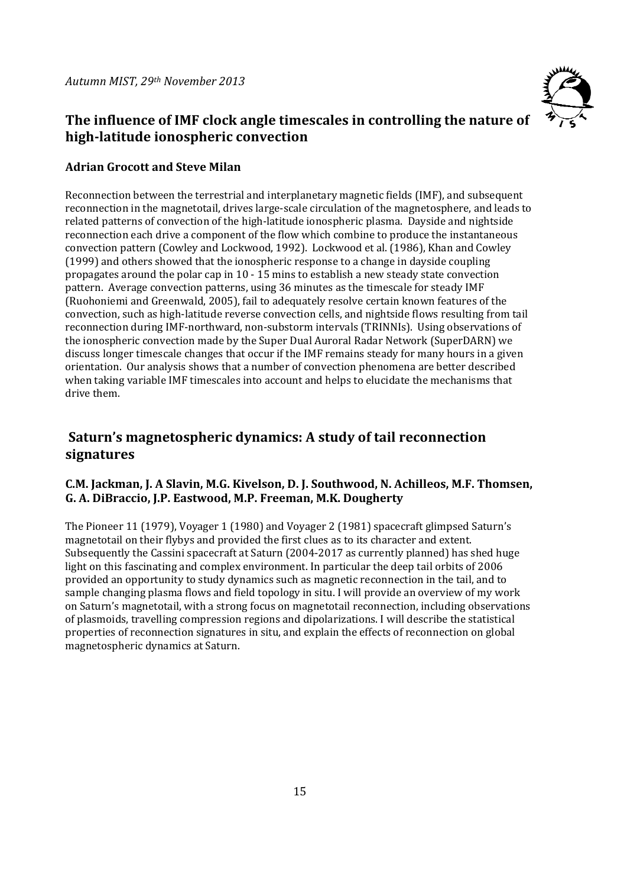## The influence of IMF clock angle timescales in controlling the nature of high-latitude ionospheric convection

**Adrian Grocott and Steve Milan**

Reconnection between the terrestrial and interplanetary magnetic fields (IMF), and subsequent reconnection in the magnetotail, drives large-scale circulation of the magnetosphere, and leads to related patterns of convection of the high-latitude ionospheric plasma. Dayside and nightside reconnection each drive a component of the flow which combine to produce the instantaneous convection pattern (Cowley and Lockwood, 1992). Lockwood et al. (1986), Khan and Cowley (1999) and others showed that the ionospheric response to a change in dayside coupling propagates around the polar cap in 10 - 15 mins to establish a new steady state convection pattern. Average convection patterns, using 36 minutes as the timescale for steady IMF (Ruohoniemi and Greenwald, 2005), fail to adequately resolve certain known features of the convection, such as high-latitude reverse convection cells, and nightside flows resulting from tail reconnection during IMF-northward, non-substorm intervals (TRINNIs). Using observations of the ionospheric convection made by the Super Dual Auroral Radar Network (SuperDARN) we discuss longer timescale changes that occur if the IMF remains steady for many hours in a given orientation. Our analysis shows that a number of convection phenomena are better described when taking variable IMF timescales into account and helps to elucidate the mechanisms that drive them.

## Saturn's magnetospheric dynamics: A study of tail reconnection signatures

**C.M. Jackman, J. A Slavin, M.G. Kivelson, D. J. Southwood, N. Achilleos, M.F. Thomsen, G. A. DiBraccio, J.P. Eastwood, M.P. Freeman, M.K. Dougherty**

The Pioneer 11 (1979), Voyager 1 (1980) and Voyager 2 (1981) spacecraft glimpsed Saturn's magnetotail on their flybys and provided the first clues as to its character and extent. Subsequently the Cassini spacecraft at Saturn (2004-2017 as currently planned) has shed huge light on this fascinating and complex environment. In particular the deep tail orbits of 2006 provided an opportunity to study dynamics such as magnetic reconnection in the tail, and to sample changing plasma flows and field topology in situ. I will provide an overview of my work on Saturn's magnetotail, with a strong focus on magnetotail reconnection, including observations of plasmoids, travelling compression regions and dipolarizations. I will describe the statistical properties of reconnection signatures in situ, and explain the effects of reconnection on global magnetospheric dynamics at Saturn.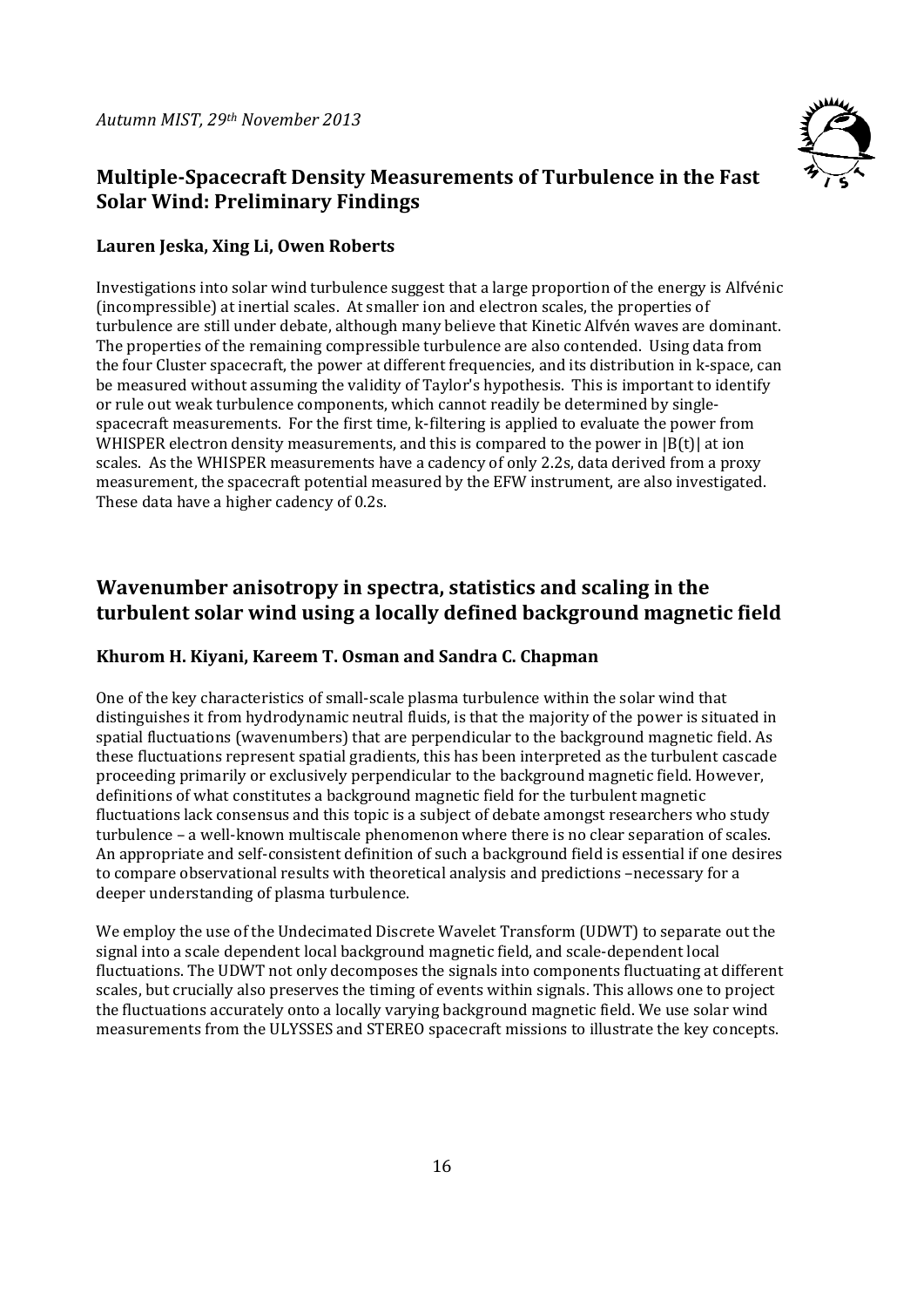## Multiple-Spacecraft Density Measurements of Turbulence in the Fast Solar Wind: Preliminary Findings

**Lauren Jeska, Xing Li, Owen Roberts**

Investigations into solar wind turbulence suggest that a large proportion of the energy is Alfvénic (incompressible) at inertial scales. At smaller ion and electron scales, the properties of turbulence are still under debate, although many believe that Kinetic Alfvén waves are dominant. The properties of the remaining compressible turbulence are also contended. Using data from the four Cluster spacecraft, the power at different frequencies, and its distribution in k-space, can be measured without assuming the validity of Taylor's hypothesis. This is important to identify or rule out weak turbulence components, which cannot readily be determined by single-spacecraft measurements. For the first time, k-filtering is applied to evaluate the power from WHISPER electron density measurements, and this is compared to the power in $|B(t)|$ at ion scales. As the WHISPER measurements have a cadency of only 2.2s, data derived from a proxy measurement, the spacecraft potential measured by the EFW instrument, are also investigated. These data have a higher cadency of 0.2s.

## Wavenumber anisotropy in spectra, statistics and scaling in the turbulent solar wind using a locally defined background magnetic field

**Khurom H. Kiyani, Kareem T. Osman and Sandra C. Chapman**

One of the key characteristics of small-scale plasma turbulence within the solar wind that distinguishes it from hydrodynamic neutral fluids, is that the majority of the power is situated in spatial fluctuations (wavenumbers) that are perpendicular to the background magnetic field. As these fluctuations represent spatial gradients, this has been interpreted as the turbulent cascade proceeding primarily or exclusively perpendicular to the background magnetic field. However, definitions of what constitutes a background magnetic field for the turbulent magnetic fluctuations lack consensus and this topic is a subject of debate amongst researchers who study turbulence – a well-known multiscale phenomenon where there is no clear separation of scales. An appropriate and self-consistent definition of such a background field is essential if one desires to compare observational results with theoretical analysis and predictions –necessary for a deeper understanding of plasma turbulence.

We employ the use of the Undecimated Discrete Wavelet Transform (UDWT) to separate out the signal into a scale dependent local background magnetic field, and scale-dependent local fluctuations. The UDWT not only decomposes the signals into components fluctuating at different scales, but crucially also preserves the timing of events within signals. This allows one to project the fluctuations accurately onto a locally varying background magnetic field. We use solar wind measurements from the ULYSSES and STEREO spacecraft missions to illustrate the key concepts.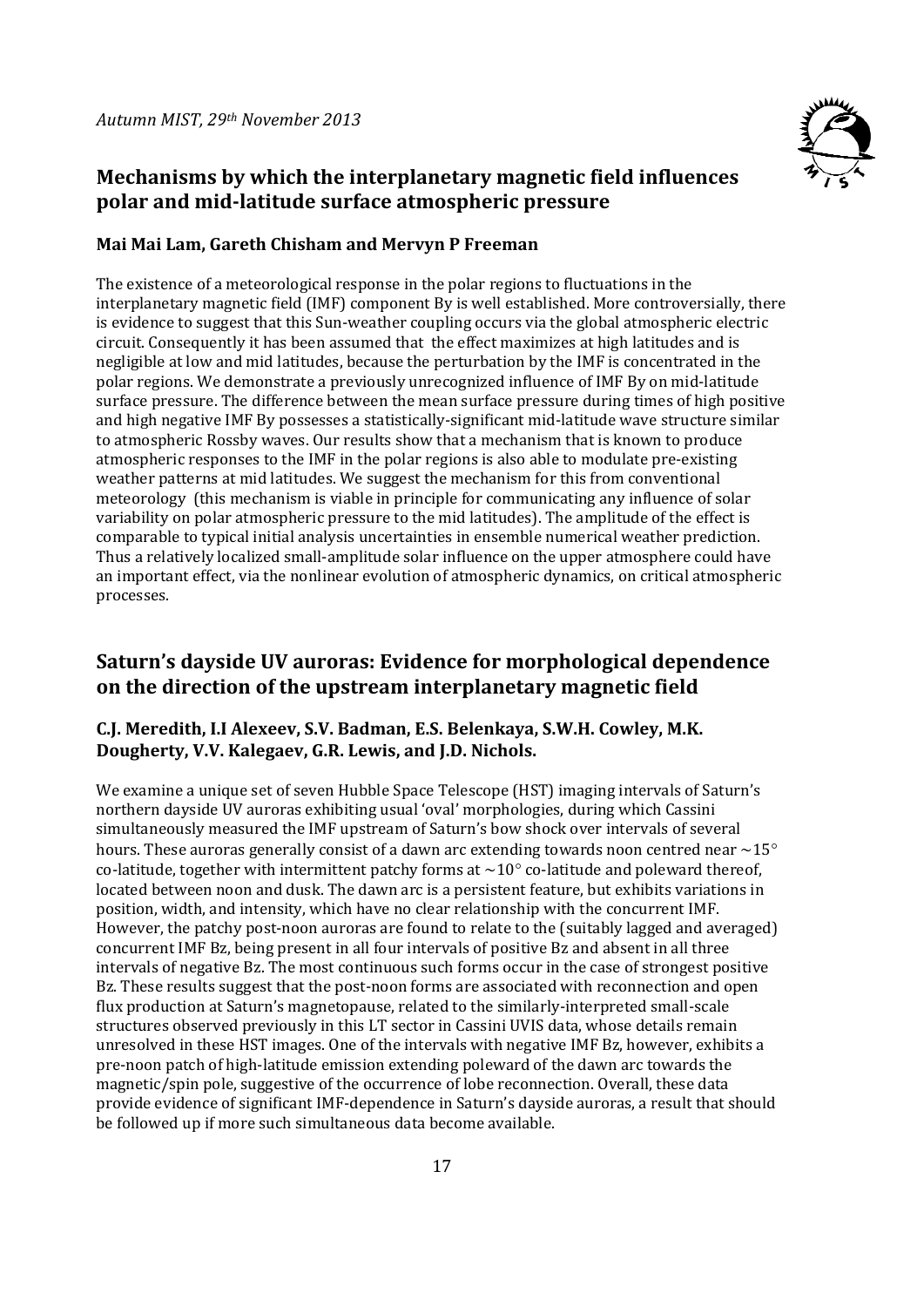## Mechanisms by which the interplanetary magnetic field influences polar and mid-latitude surface atmospheric pressure

**Mai Mai Lam, Gareth Chisham and Mervyn P Freeman**

The existence of a meteorological response in the polar regions to fluctuations in the interplanetary magnetic field (IMF) component By is well established. More controversially, there is evidence to suggest that this Sun-weather coupling occurs via the global atmospheric electric circuit. Consequently it has been assumed that the effect maximizes at high latitudes and is negligible at low and mid latitudes, because the perturbation by the IMF is concentrated in the polar regions. We demonstrate a previously unrecognized influence of IMF By on mid-latitude surface pressure. The difference between the mean surface pressure during times of high positive and high negative IMF By possesses a statistically-significant mid-latitude wave structure similar to atmospheric Rossby waves. Our results show that a mechanism that is known to produce atmospheric responses to the IMF in the polar regions is also able to modulate pre-existing weather patterns at mid latitudes. We suggest the mechanism for this from conventional meteorology (this mechanism is viable in principle for communicating any influence of solar variability on polar atmospheric pressure to the mid latitudes). The amplitude of the effect is comparable to typical initial analysis uncertainties in ensemble numerical weather prediction. Thus a relatively localized small-amplitude solar influence on the upper atmosphere could have an important effect, via the nonlinear evolution of atmospheric dynamics, on critical atmospheric processes.

## Saturn's dayside UV auroras: Evidence for morphological dependence on the direction of the upstream interplanetary magnetic field

**C.J. Meredith, I.I Alexeev, S.V. Badman, E.S. Belenkaya, S.W.H. Cowley, M.K. Dougherty, V.V. Kalegaev, G.R. Lewis, and J.D. Nichols.**

We examine a unique set of seven Hubble Space Telescope (HST) imaging intervals of Saturn's northern dayside UV auroras exhibiting usual 'oval' morphologies, during which Cassini simultaneously measured the IMF upstream of Saturn's bow shock over intervals of several hours. These auroras generally consist of a dawn arc extending towards noon centred near $\sim 15°$ co-latitude, together with intermittent patchy forms at $\sim 10°$ co-latitude and poleward thereof, located between noon and dusk. The dawn arc is a persistent feature, but exhibits variations in position, width, and intensity, which have no clear relationship with the concurrent IMF. However, the patchy post-noon auroras are found to relate to the (suitably lagged and averaged) concurrent IMF Bz, being present in all four intervals of positive Bz and absent in all three intervals of negative Bz. The most continuous such forms occur in the case of strongest positive Bz. These results suggest that the post-noon forms are associated with reconnection and open flux production at Saturn's magnetopause, related to the similarly-interpreted small-scale structures observed previously in this LT sector in Cassini UVIS data, whose details remain unresolved in these HST images. One of the intervals with negative IMF Bz, however, exhibits a pre-noon patch of high-latitude emission extending poleward of the dawn arc towards the magnetic/spin pole, suggestive of the occurrence of lobe reconnection. Overall, these data provide evidence of significant IMF-dependence in Saturn's dayside auroras, a result that should be followed up if more such simultaneous data become available.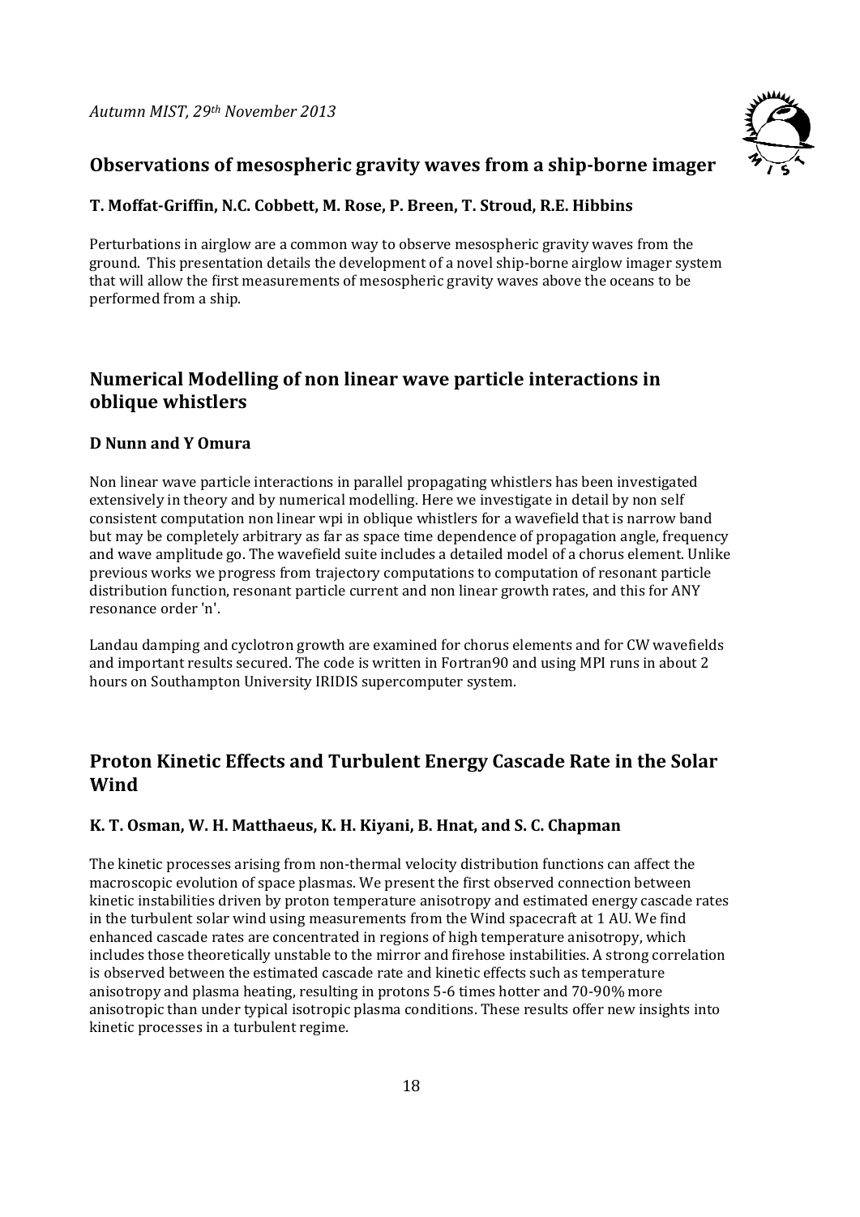## Observations of mesospheric gravity waves from a ship-borne imager

**T. Moffat-Griffin, N.C. Cobbett, M. Rose, P. Breen, T. Stroud, R.E. Hibbins**

Perturbations in airglow are a common way to observe mesospheric gravity waves from the ground. This presentation details the development of a novel ship-borne airglow imager system that will allow the first measurements of mesospheric gravity waves above the oceans to be performed from a ship.

## Numerical Modelling of non linear wave particle interactions in oblique whistlers

**D Nunn and Y Omura**

Non linear wave particle interactions in parallel propagating whistlers has been investigated extensively in theory and by numerical modelling. Here we investigate in detail by non self consistent computation non linear wpi in oblique whistlers for a wavefield that is narrow band but may be completely arbitrary as far as space time dependence of propagation angle, frequency and wave amplitude go. The wavefield suite includes a detailed model of a chorus element. Unlike previous works we progress from trajectory computations to computation of resonant particle distribution function, resonant particle current and non linear growth rates, and this for ANY resonance order 'n'.

Landau damping and cyclotron growth are examined for chorus elements and for CW wavefields and important results secured. The code is written in Fortran90 and using MPI runs in about 2 hours on Southampton University IRIDIS supercomputer system.

## Proton Kinetic Effects and Turbulent Energy Cascade Rate in the Solar Wind

**K. T. Osman, W. H. Matthaeus, K. H. Kiyani, B. Hnat, and S. C. Chapman**

The kinetic processes arising from non-thermal velocity distribution functions can affect the macroscopic evolution of space plasmas. We present the first observed connection between kinetic instabilities driven by proton temperature anisotropy and estimated energy cascade rates in the turbulent solar wind using measurements from the Wind spacecraft at 1 AU. We find enhanced cascade rates are concentrated in regions of high temperature anisotropy, which includes those theoretically unstable to the mirror and firehose instabilities. A strong correlation is observed between the estimated cascade rate and kinetic effects such as temperature anisotropy and plasma heating, resulting in protons 5-6 times hotter and 70-90% more anisotropic than under typical isotropic plasma conditions. These results offer new insights into kinetic processes in a turbulent regime.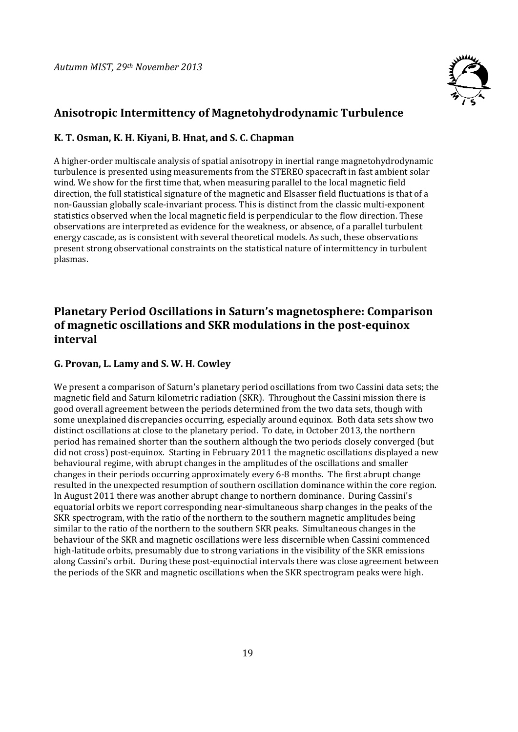## Anisotropic Intermittency of Magnetohydrodynamic Turbulence

**K. T. Osman, K. H. Kiyani, B. Hnat, and S. C. Chapman**

A higher-order multiscale analysis of spatial anisotropy in inertial range magnetohydrodynamic turbulence is presented using measurements from the STEREO spacecraft in fast ambient solar wind. We show for the first time that, when measuring parallel to the local magnetic field direction, the full statistical signature of the magnetic and Elsasser field fluctuations is that of a non-Gaussian globally scale-invariant process. This is distinct from the classic multi-exponent statistics observed when the local magnetic field is perpendicular to the flow direction. These observations are interpreted as evidence for the weakness, or absence, of a parallel turbulent energy cascade, as is consistent with several theoretical models. As such, these observations present strong observational constraints on the statistical nature of intermittency in turbulent plasmas.

## Planetary Period Oscillations in Saturn's magnetosphere: Comparison of magnetic oscillations and SKR modulations in the post-equinox interval

**G. Provan, L. Lamy and S. W. H. Cowley**

We present a comparison of Saturn's planetary period oscillations from two Cassini data sets; the magnetic field and Saturn kilometric radiation (SKR). Throughout the Cassini mission there is good overall agreement between the periods determined from the two data sets, though with some unexplained discrepancies occurring, especially around equinox. Both data sets show two distinct oscillations at close to the planetary period. To date, in October 2013, the northern period has remained shorter than the southern although the two periods closely converged (but did not cross) post-equinox. Starting in February 2011 the magnetic oscillations displayed a new behavioural regime, with abrupt changes in the amplitudes of the oscillations and smaller changes in their periods occurring approximately every 6-8 months. The first abrupt change resulted in the unexpected resumption of southern oscillation dominance within the core region. In August 2011 there was another abrupt change to northern dominance. During Cassini's equatorial orbits we report corresponding near-simultaneous sharp changes in the peaks of the SKR spectrogram, with the ratio of the northern to the southern magnetic amplitudes being similar to the ratio of the northern to the southern SKR peaks. Simultaneous changes in the behaviour of the SKR and magnetic oscillations were less discernible when Cassini commenced high-latitude orbits, presumably due to strong variations in the visibility of the SKR emissions along Cassini's orbit. During these post-equinoctial intervals there was close agreement between the periods of the SKR and magnetic oscillations when the SKR spectrogram peaks were high.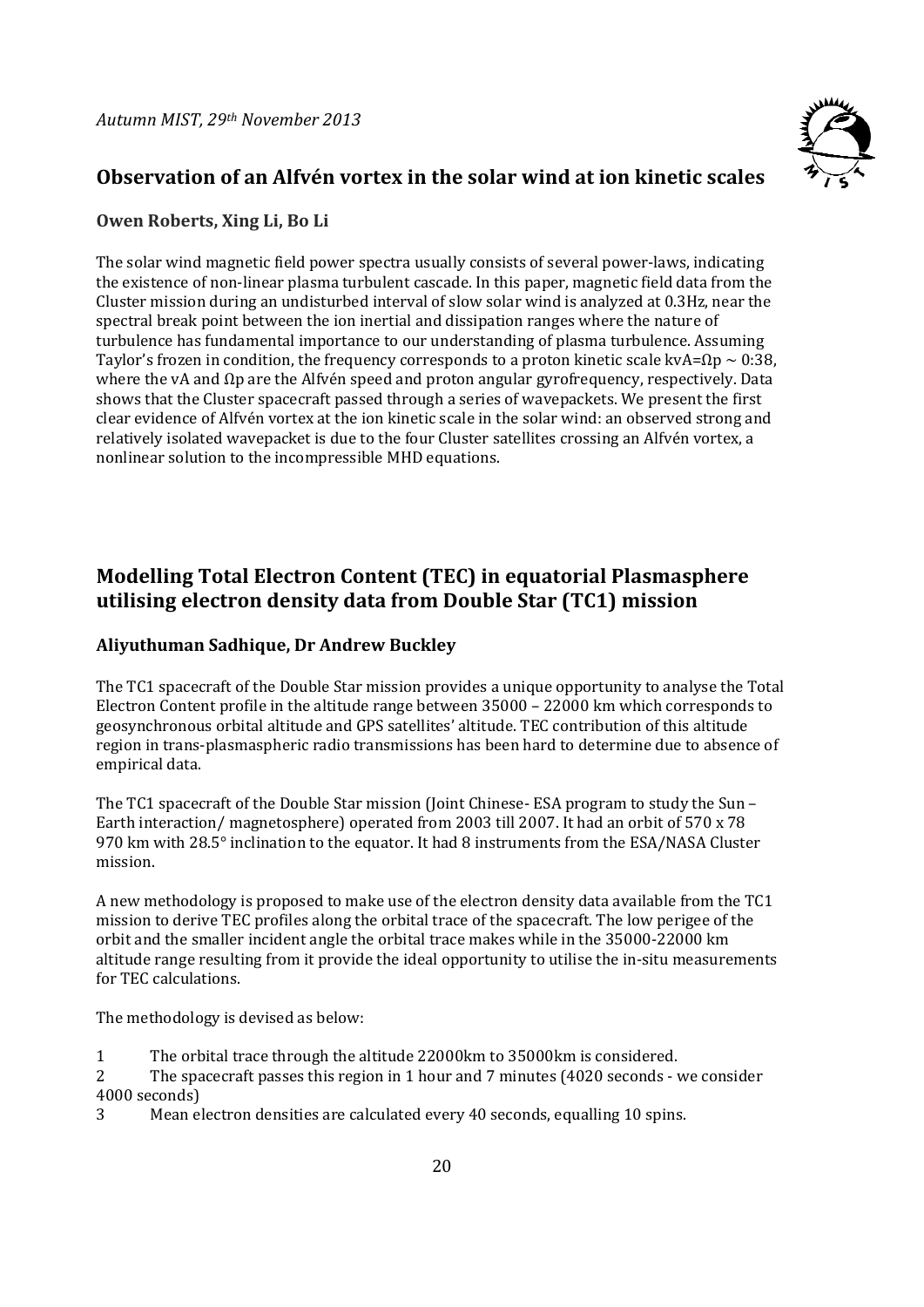## Observation of an Alfvén vortex in the solar wind at ion kinetic scales

**Owen Roberts, Xing Li, Bo Li**

The solar wind magnetic field power spectra usually consists of several power-laws, indicating the existence of non-linear plasma turbulent cascade. In this paper, magnetic field data from the Cluster mission during an undisturbed interval of slow solar wind is analyzed at 0.3Hz, near the spectral break point between the ion inertial and dissipation ranges where the nature of turbulence has fundamental importance to our understanding of plasma turbulence. Assuming Taylor's frozen in condition, the frequency corresponds to a proton kinetic scale $kv_A = \Omega_p \sim 0:38$, where the $v_A$ and $\Omega_p$ are the Alfvén speed and proton angular gyrofrequency, respectively. Data shows that the Cluster spacecraft passed through a series of wavepackets. We present the first clear evidence of Alfvén vortex at the ion kinetic scale in the solar wind: an observed strong and relatively isolated wavepacket is due to the four Cluster satellites crossing an Alfvén vortex, a nonlinear solution to the incompressible MHD equations.

## Modelling Total Electron Content (TEC) in equatorial Plasmasphere utilising electron density data from Double Star (TC1) mission

**Aliyuthuman Sadhique, Dr Andrew Buckley**

The TC1 spacecraft of the Double Star mission provides a unique opportunity to analyse the Total Electron Content profile in the altitude range between 35000 – 22000 km which corresponds to geosynchronous orbital altitude and GPS satellites' altitude. TEC contribution of this altitude region in trans-plasmaspheric radio transmissions has been hard to determine due to absence of empirical data.

The TC1 spacecraft of the Double Star mission (Joint Chinese- ESA program to study the Sun – Earth interaction/ magnetosphere) operated from 2003 till 2007. It had an orbit of 570 x 78 970 km with 28.5° inclination to the equator. It had 8 instruments from the ESA/NASA Cluster mission.

A new methodology is proposed to make use of the electron density data available from the TC1 mission to derive TEC profiles along the orbital trace of the spacecraft. The low perigee of the orbit and the smaller incident angle the orbital trace makes while in the 35000-22000 km altitude range resulting from it provide the ideal opportunity to utilise the in-situ measurements for TEC calculations.

The methodology is devised as below:

1. The orbital trace through the altitude 22000km to 35000km is considered.
2. The spacecraft passes this region in 1 hour and 7 minutes (4020 seconds - we consider 4000 seconds)
3. Mean electron densities are calculated every 40 seconds, equalling 10 spins.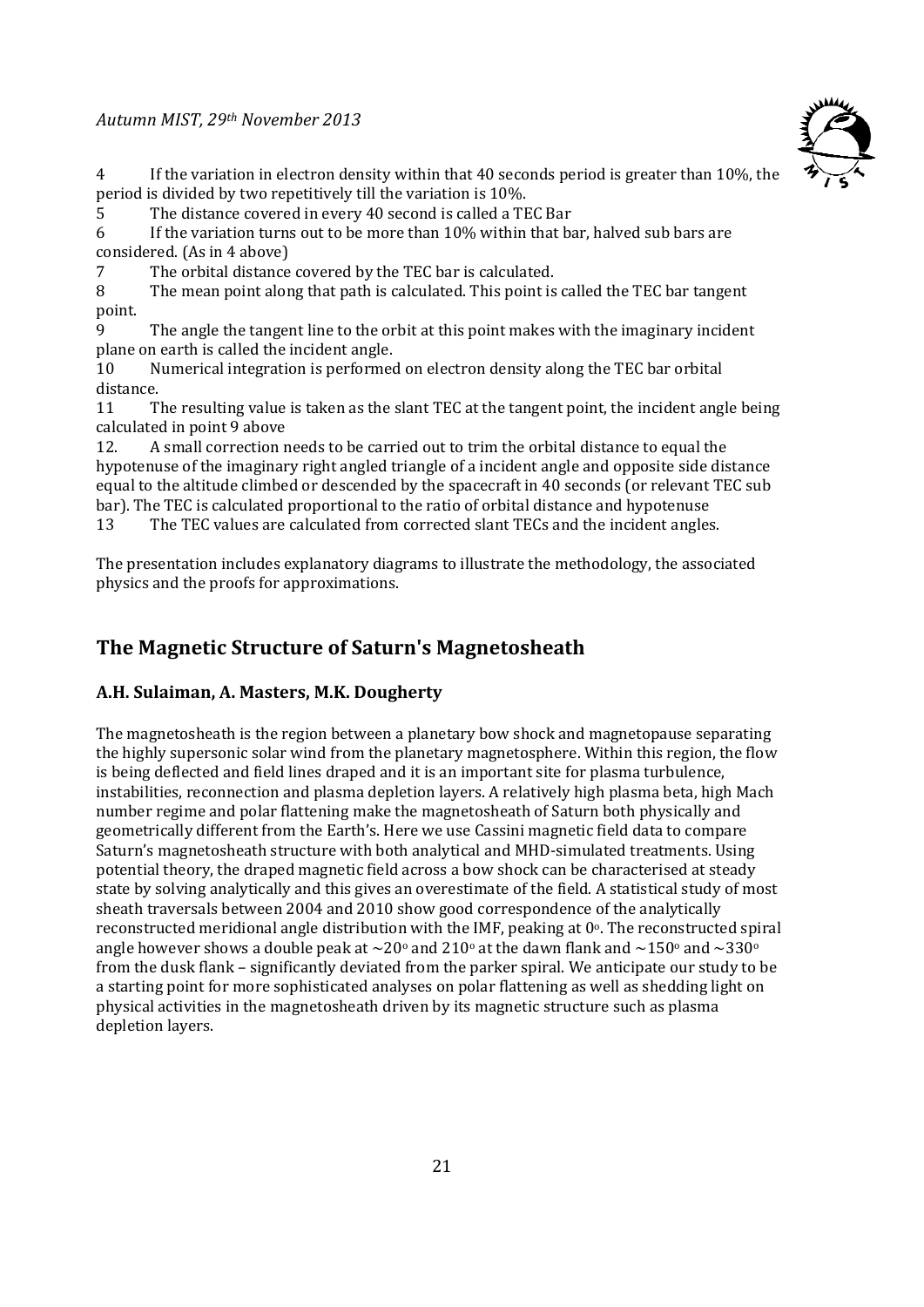4 If the variation in electron density within that 40 seconds period is greater than 10%, the period is divided by two repetitively till the variation is 10%.

5 The distance covered in every 40 second is called a TEC Bar

6 If the variation turns out to be more than 10% within that bar, halved sub bars are considered. (As in 4 above)

7 The orbital distance covered by the TEC bar is calculated.

8 The mean point along that path is calculated. This point is called the TEC bar tangent point.

9 The angle the tangent line to the orbit at this point makes with the imaginary incident plane on earth is called the incident angle.

10 Numerical integration is performed on electron density along the TEC bar orbital distance.

11 The resulting value is taken as the slant TEC at the tangent point, the incident angle being calculated in point 9 above

12. A small correction needs to be carried out to trim the orbital distance to equal the hypotenuse of the imaginary right angled triangle of a incident angle and opposite side distance equal to the altitude climbed or descended by the spacecraft in 40 seconds (or relevant TEC sub bar). The TEC is calculated proportional to the ratio of orbital distance and hypotenuse

13 The TEC values are calculated from corrected slant TECs and the incident angles.

The presentation includes explanatory diagrams to illustrate the methodology, the associated physics and the proofs for approximations.

## The Magnetic Structure of Saturn's Magnetosheath

**A.H. Sulaiman, A. Masters, M.K. Dougherty**

The magnetosheath is the region between a planetary bow shock and magnetopause separating the highly supersonic solar wind from the planetary magnetosphere. Within this region, the flow is being deflected and field lines draped and it is an important site for plasma turbulence, instabilities, reconnection and plasma depletion layers. A relatively high plasma beta, high Mach number regime and polar flattening make the magnetosheath of Saturn both physically and geometrically different from the Earth's. Here we use Cassini magnetic field data to compare Saturn's magnetosheath structure with both analytical and MHD-simulated treatments. Using potential theory, the draped magnetic field across a bow shock can be characterised at steady state by solving analytically and this gives an overestimate of the field. A statistical study of most sheath traversals between 2004 and 2010 show good correspondence of the analytically reconstructed meridional angle distribution with the IMF, peaking at $0^{o}$. The reconstructed spiral angle however shows a double peak at $\sim 20^{o}$ and $210^{o}$ at the dawn flank and $\sim 150^{o}$ and $\sim 330^{o}$ from the dusk flank – significantly deviated from the parker spiral. We anticipate our study to be a starting point for more sophisticated analyses on polar flattening as well as shedding light on physical activities in the magnetosheath driven by its magnetic structure such as plasma depletion layers.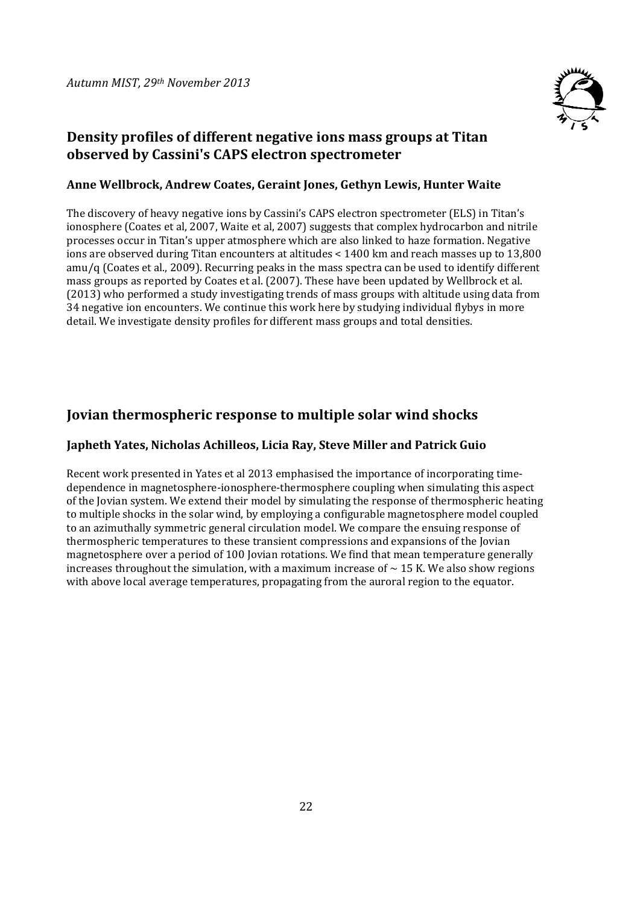## Density profiles of different negative ions mass groups at Titan observed by Cassini's CAPS electron spectrometer

### Anne Wellbrock, Andrew Coates, Geraint Jones, Gethyn Lewis, Hunter Waite

The discovery of heavy negative ions by Cassini's CAPS electron spectrometer (ELS) in Titan's ionosphere (Coates et al, 2007, Waite et al, 2007) suggests that complex hydrocarbon and nitrile processes occur in Titan's upper atmosphere which are also linked to haze formation. Negative ions are observed during Titan encounters at altitudes < 1400 km and reach masses up to 13,800 amu/q (Coates et al., 2009). Recurring peaks in the mass spectra can be used to identify different mass groups as reported by Coates et al. (2007). These have been updated by Wellbrock et al. (2013) who performed a study investigating trends of mass groups with altitude using data from 34 negative ion encounters. We continue this work here by studying individual flybys in more detail. We investigate density profiles for different mass groups and total densities.

## Jovian thermospheric response to multiple solar wind shocks

### Japheth Yates, Nicholas Achilleos, Licia Ray, Steve Miller and Patrick Guio

Recent work presented in Yates et al 2013 emphasised the importance of incorporating time-dependence in magnetosphere-ionosphere-thermosphere coupling when simulating this aspect of the Jovian system. We extend their model by simulating the response of thermospheric heating to multiple shocks in the solar wind, by employing a configurable magnetosphere model coupled to an azimuthally symmetric general circulation model. We compare the ensuing response of thermospheric temperatures to these transient compressions and expansions of the Jovian magnetosphere over a period of 100 Jovian rotations. We find that mean temperature generally increases throughout the simulation, with a maximum increase of $\sim$ 15 K. We also show regions with above local average temperatures, propagating from the auroral region to the equator.